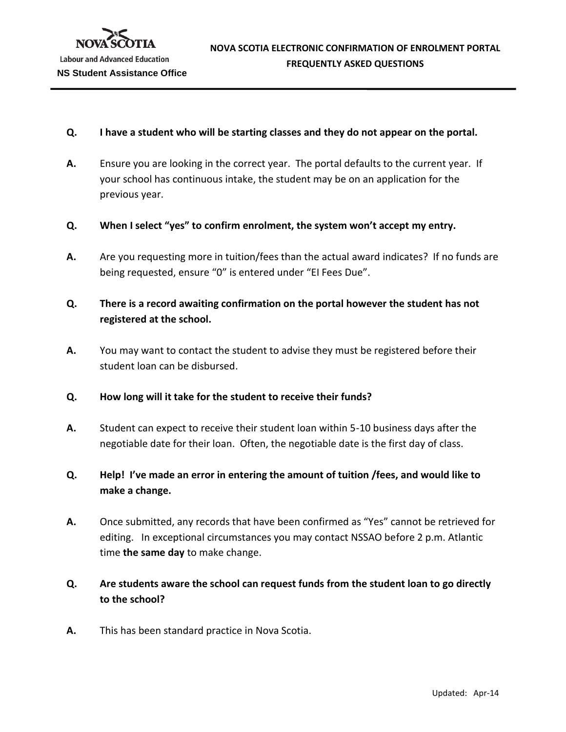Labour and Advanced Education

NS Student Assistance Office

# NOVA SCOTIA ELECTRONIC CONFIRMATION OF ENROLMENT PORTAL FREQUENTLY ASKED QUESTIONS

**Q. I have a student who will be starting classes and they do not appear on the portal.**

**A.** Ensure you are looking in the correct year. The portal defaults to the current year. If your school has continuous intake, the student may be on an application for the previous year.

**Q. When I select "yes" to confirm enrolment, the system won't accept my entry.**

**A.** Are you requesting more in tuition/fees than the actual award indicates? If no funds are being requested, ensure "0" is entered under "EI Fees Due".

**Q. There is a record awaiting confirmation on the portal however the student has not registered at the school.**

**A.** You may want to contact the student to advise they must be registered before their student loan can be disbursed.

**Q. How long will it take for the student to receive their funds?**

**A.** Student can expect to receive their student loan within 5-10 business days after the negotiable date for their loan. Often, the negotiable date is the first day of class.

**Q. Help! I've made an error in entering the amount of tuition /fees, and would like to make a change.**

**A.** Once submitted, any records that have been confirmed as "Yes" cannot be retrieved for editing. In exceptional circumstances you may contact NSSAO before 2 p.m. Atlantic time **the same day** to make change.

**Q. Are students aware the school can request funds from the student loan to go directly to the school?**

**A.** This has been standard practice in Nova Scotia.

Updated: Apr-14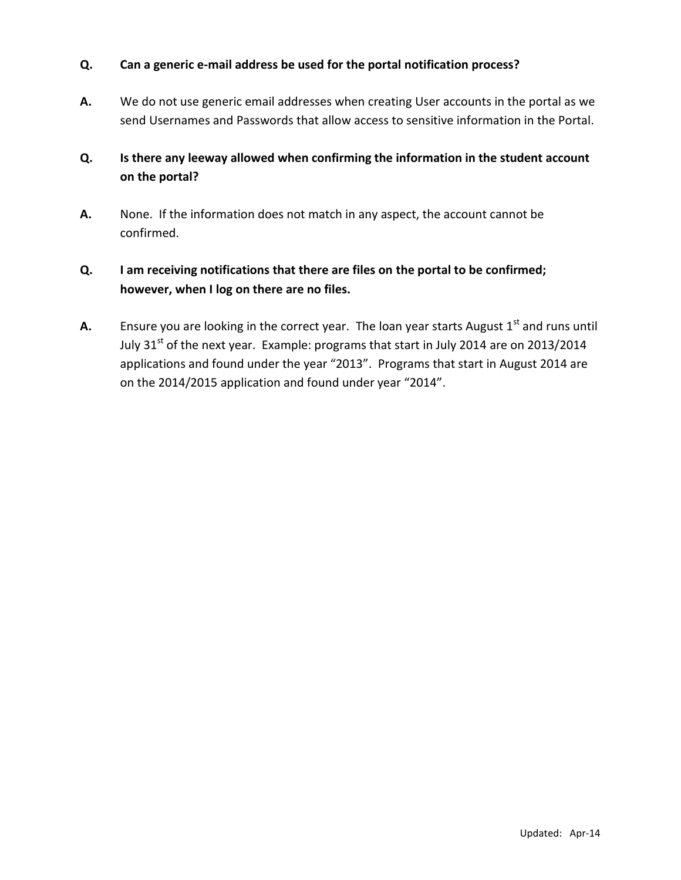**Q. Can a generic e-mail address be used for the portal notification process?**

**A.** We do not use generic email addresses when creating User accounts in the portal as we send Usernames and Passwords that allow access to sensitive information in the Portal.

**Q. Is there any leeway allowed when confirming the information in the student account on the portal?**

**A.** None. If the information does not match in any aspect, the account cannot be confirmed.

**Q. I am receiving notifications that there are files on the portal to be confirmed; however, when I log on there are no files.**

**A.** Ensure you are looking in the correct year. The loan year starts August 1st and runs until July 31st of the next year. Example: programs that start in July 2014 are on 2013/2014 applications and found under the year "2013". Programs that start in August 2014 are on the 2014/2015 application and found under year "2014".

Updated: Apr-14